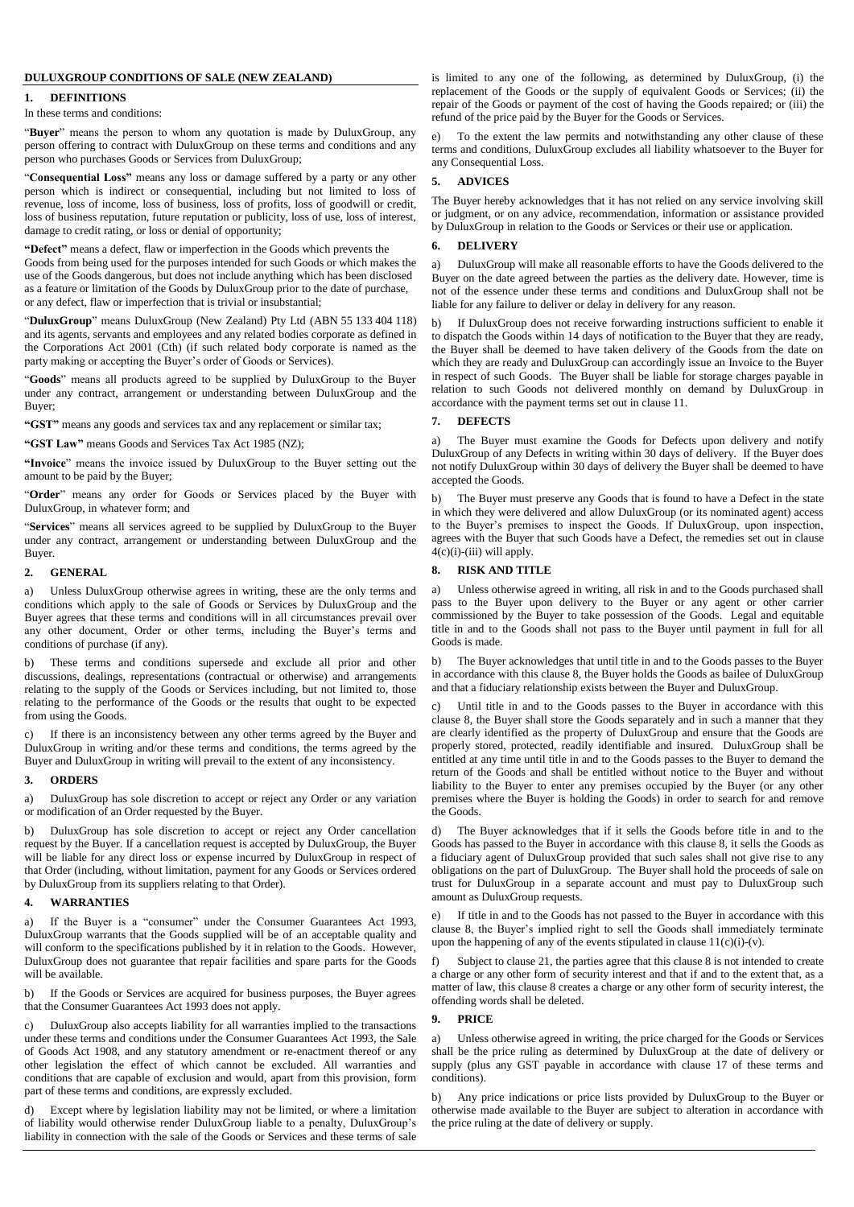# DULUXGROUP CONDITIONS OF SALE (NEW ZEALAND)

## 1. DEFINITIONS

In these terms and conditions:

"**Buyer**" means the person to whom any quotation is made by DuluxGroup, any person offering to contract with DuluxGroup on these terms and conditions and any person who purchases Goods or Services from DuluxGroup;

"**Consequential Loss"** means any loss or damage suffered by a party or any other person which is indirect or consequential, including but not limited to loss of revenue, loss of income, loss of business, loss of profits, loss of goodwill or credit, loss of business reputation, future reputation or publicity, loss of use, loss of interest, damage to credit rating, or loss or denial of opportunity;

**"Defect"** means a defect, flaw or imperfection in the Goods which prevents the Goods from being used for the purposes intended for such Goods or which makes the use of the Goods dangerous, but does not include anything which has been disclosed as a feature or limitation of the Goods by DuluxGroup prior to the date of purchase, or any defect, flaw or imperfection that is trivial or insubstantial;

"**DuluxGroup**" means DuluxGroup (New Zealand) Pty Ltd (ABN 55 133 404 118) and its agents, servants and employees and any related bodies corporate as defined in the Corporations Act 2001 (Cth) (if such related body corporate is named as the party making or accepting the Buyer's order of Goods or Services).

"**Goods**" means all products agreed to be supplied by DuluxGroup to the Buyer under any contract, arrangement or understanding between DuluxGroup and the Buyer;

**"GST"** means any goods and services tax and any replacement or similar tax;

**"GST Law"** means Goods and Services Tax Act 1985 (NZ);

**"Invoice**" means the invoice issued by DuluxGroup to the Buyer setting out the amount to be paid by the Buyer;

"**Order**" means any order for Goods or Services placed by the Buyer with DuluxGroup, in whatever form; and

"**Services**" means all services agreed to be supplied by DuluxGroup to the Buyer under any contract, arrangement or understanding between DuluxGroup and the Buyer.

## 2. GENERAL

a) Unless DuluxGroup otherwise agrees in writing, these are the only terms and conditions which apply to the sale of Goods or Services by DuluxGroup and the Buyer agrees that these terms and conditions will in all circumstances prevail over any other document, Order or other terms, including the Buyer's terms and conditions of purchase (if any).

b) These terms and conditions supersede and exclude all prior and other discussions, dealings, representations (contractual or otherwise) and arrangements relating to the supply of the Goods or Services including, but not limited to, those relating to the performance of the Goods or the results that ought to be expected from using the Goods.

c) If there is an inconsistency between any other terms agreed by the Buyer and DuluxGroup in writing and/or these terms and conditions, the terms agreed by the Buyer and DuluxGroup in writing will prevail to the extent of any inconsistency.

## 3. ORDERS

a) DuluxGroup has sole discretion to accept or reject any Order or any variation or modification of an Order requested by the Buyer.

b) DuluxGroup has sole discretion to accept or reject any Order cancellation request by the Buyer. If a cancellation request is accepted by DuluxGroup, the Buyer will be liable for any direct loss or expense incurred by DuluxGroup in respect of that Order (including, without limitation, payment for any Goods or Services ordered by DuluxGroup from its suppliers relating to that Order).

## 4. WARRANTIES

a) If the Buyer is a "consumer" under the Consumer Guarantees Act 1993, DuluxGroup warrants that the Goods supplied will be of an acceptable quality and will conform to the specifications published by it in relation to the Goods. However, DuluxGroup does not guarantee that repair facilities and spare parts for the Goods will be available.

b) If the Goods or Services are acquired for business purposes, the Buyer agrees that the Consumer Guarantees Act 1993 does not apply.

c) DuluxGroup also accepts liability for all warranties implied to the transactions under these terms and conditions under the Consumer Guarantees Act 1993, the Sale of Goods Act 1908, and any statutory amendment or re-enactment thereof or any other legislation the effect of which cannot be excluded. All warranties and conditions that are capable of exclusion and would, apart from this provision, form part of these terms and conditions, are expressly excluded.

d) Except where by legislation liability may not be limited, or where a limitation of liability would otherwise render DuluxGroup liable to a penalty, DuluxGroup's liability in connection with the sale of the Goods or Services and these terms of sale is limited to any one of the following, as determined by DuluxGroup, (i) the replacement of the Goods or the supply of equivalent Goods or Services; (ii) the repair of the Goods or payment of the cost of having the Goods repaired; or (iii) the refund of the price paid by the Buyer for the Goods or Services.

e) To the extent the law permits and notwithstanding any other clause of these terms and conditions, DuluxGroup excludes all liability whatsoever to the Buyer for any Consequential Loss.

## 5. ADVICES

The Buyer hereby acknowledges that it has not relied on any service involving skill or judgment, or on any advice, recommendation, information or assistance provided by DuluxGroup in relation to the Goods or Services or their use or application.

## 6. DELIVERY

a) DuluxGroup will make all reasonable efforts to have the Goods delivered to the Buyer on the date agreed between the parties as the delivery date. However, time is not of the essence under these terms and conditions and DuluxGroup shall not be liable for any failure to deliver or delay in delivery for any reason.

b) If DuluxGroup does not receive forwarding instructions sufficient to enable it to dispatch the Goods within 14 days of notification to the Buyer that they are ready, the Buyer shall be deemed to have taken delivery of the Goods from the date on which they are ready and DuluxGroup can accordingly issue an Invoice to the Buyer in respect of such Goods. The Buyer shall be liable for storage charges payable in relation to such Goods not delivered monthly on demand by DuluxGroup in accordance with the payment terms set out in clause 11.

## 7. DEFECTS

a) The Buyer must examine the Goods for Defects upon delivery and notify DuluxGroup of any Defects in writing within 30 days of delivery. If the Buyer does not notify DuluxGroup within 30 days of delivery the Buyer shall be deemed to have accepted the Goods.

b) The Buyer must preserve any Goods that is found to have a Defect in the state in which they were delivered and allow DuluxGroup (or its nominated agent) access to the Buyer's premises to inspect the Goods. If DuluxGroup, upon inspection, agrees with the Buyer that such Goods have a Defect, the remedies set out in clause 4(c)(i)-(iii) will apply.

## 8. RISK AND TITLE

a) Unless otherwise agreed in writing, all risk in and to the Goods purchased shall pass to the Buyer upon delivery to the Buyer or any agent or other carrier commissioned by the Buyer to take possession of the Goods. Legal and equitable title in and to the Goods shall not pass to the Buyer until payment in full for all Goods is made.

b) The Buyer acknowledges that until title in and to the Goods passes to the Buyer in accordance with this clause 8, the Buyer holds the Goods as bailee of DuluxGroup and that a fiduciary relationship exists between the Buyer and DuluxGroup.

c) Until title in and to the Goods passes to the Buyer in accordance with this clause 8, the Buyer shall store the Goods separately and in such a manner that they are clearly identified as the property of DuluxGroup and ensure that the Goods are properly stored, protected, readily identifiable and insured. DuluxGroup shall be entitled at any time until title in and to the Goods passes to the Buyer to demand the return of the Goods and shall be entitled without notice to the Buyer and without liability to the Buyer to enter any premises occupied by the Buyer (or any other premises where the Buyer is holding the Goods) in order to search for and remove the Goods.

d) The Buyer acknowledges that if it sells the Goods before title in and to the Goods has passed to the Buyer in accordance with this clause 8, it sells the Goods as a fiduciary agent of DuluxGroup provided that such sales shall not give rise to any obligations on the part of DuluxGroup. The Buyer shall hold the proceeds of sale on trust for DuluxGroup in a separate account and must pay to DuluxGroup such amount as DuluxGroup requests.

e) If title in and to the Goods has not passed to the Buyer in accordance with this clause 8, the Buyer's implied right to sell the Goods shall immediately terminate upon the happening of any of the events stipulated in clause 11(c)(i)-(v).

f) Subject to clause 21, the parties agree that this clause 8 is not intended to create a charge or any other form of security interest and that if and to the extent that, as a matter of law, this clause 8 creates a charge or any other form of security interest, the offending words shall be deleted.

## 9. PRICE

a) Unless otherwise agreed in writing, the price charged for the Goods or Services shall be the price ruling as determined by DuluxGroup at the date of delivery or supply (plus any GST payable in accordance with clause 17 of these terms and conditions).

b) Any price indications or price lists provided by DuluxGroup to the Buyer or otherwise made available to the Buyer are subject to alteration in accordance with the price ruling at the date of delivery or supply.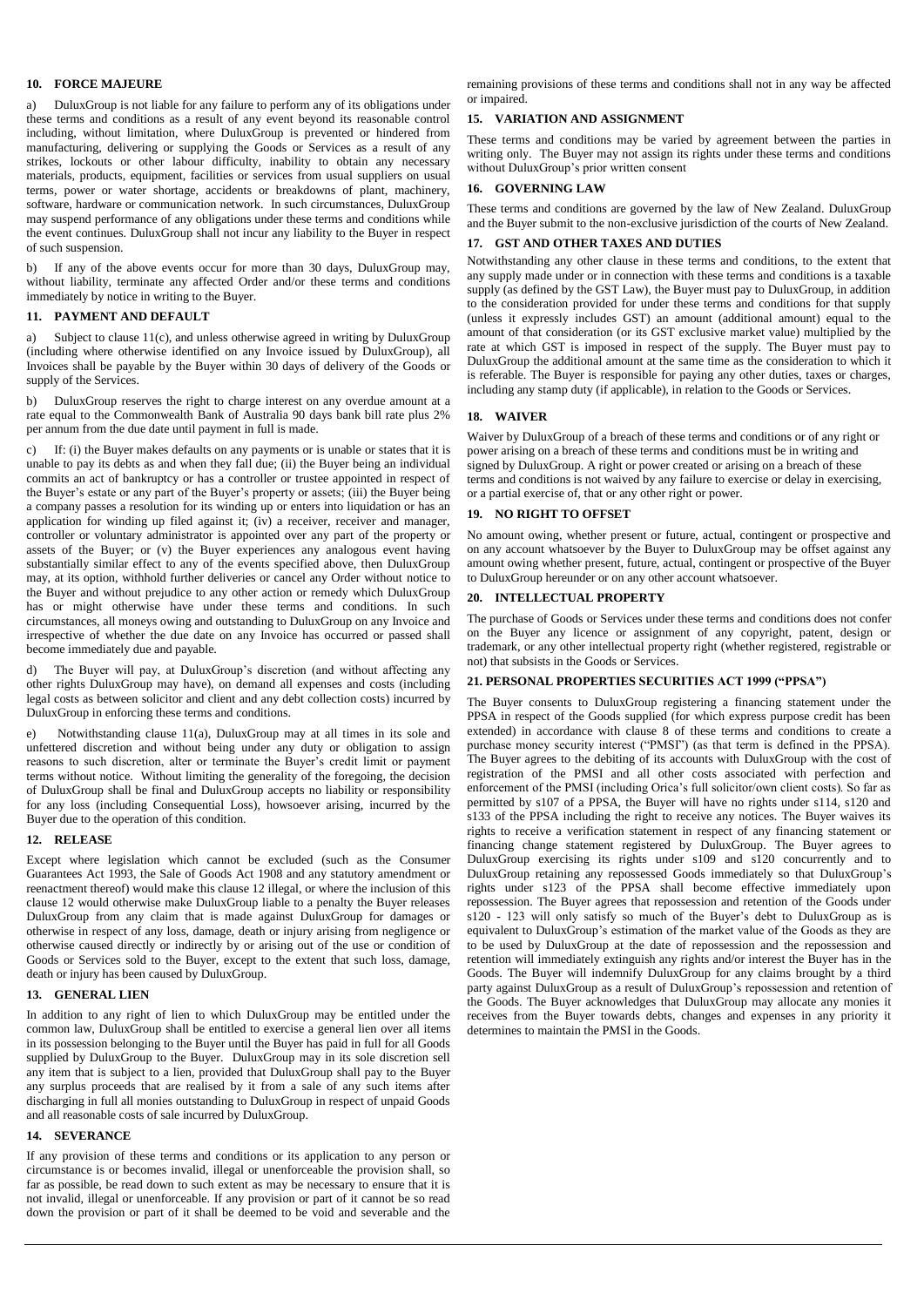## 10. FORCE MAJEURE

a) DuluxGroup is not liable for any failure to perform any of its obligations under these terms and conditions as a result of any event beyond its reasonable control including, without limitation, where DuluxGroup is prevented or hindered from manufacturing, delivering or supplying the Goods or Services as a result of any strikes, lockouts or other labour difficulty, inability to obtain any necessary materials, products, equipment, facilities or services from usual suppliers on usual terms, power or water shortage, accidents or breakdowns of plant, machinery, software, hardware or communication network. In such circumstances, DuluxGroup may suspend performance of any obligations under these terms and conditions while the event continues. DuluxGroup shall not incur any liability to the Buyer in respect of such suspension.

b) If any of the above events occur for more than 30 days, DuluxGroup may, without liability, terminate any affected Order and/or these terms and conditions immediately by notice in writing to the Buyer.

## 11. PAYMENT AND DEFAULT

a) Subject to clause 11(c), and unless otherwise agreed in writing by DuluxGroup (including where otherwise identified on any Invoice issued by DuluxGroup), all Invoices shall be payable by the Buyer within 30 days of delivery of the Goods or supply of the Services.

b) DuluxGroup reserves the right to charge interest on any overdue amount at a rate equal to the Commonwealth Bank of Australia 90 days bank bill rate plus 2% per annum from the due date until payment in full is made.

c) If: (i) the Buyer makes defaults on any payments or is unable or states that it is unable to pay its debts as and when they fall due; (ii) the Buyer being an individual commits an act of bankruptcy or has a controller or trustee appointed in respect of the Buyer's estate or any part of the Buyer's property or assets; (iii) the Buyer being a company passes a resolution for its winding up or enters into liquidation or has an application for winding up filed against it; (iv) a receiver, receiver and manager, controller or voluntary administrator is appointed over any part of the property or assets of the Buyer; or (v) the Buyer experiences any analogous event having substantially similar effect to any of the events specified above, then DuluxGroup may, at its option, withhold further deliveries or cancel any Order without notice to the Buyer and without prejudice to any other action or remedy which DuluxGroup has or might otherwise have under these terms and conditions. In such circumstances, all moneys owing and outstanding to DuluxGroup on any Invoice and irrespective of whether the due date on any Invoice has occurred or passed shall become immediately due and payable.

d) The Buyer will pay, at DuluxGroup's discretion (and without affecting any other rights DuluxGroup may have), on demand all expenses and costs (including legal costs as between solicitor and client and any debt collection costs) incurred by DuluxGroup in enforcing these terms and conditions.

e) Notwithstanding clause 11(a), DuluxGroup may at all times in its sole and unfettered discretion and without being under any duty or obligation to assign reasons to such discretion, alter or terminate the Buyer's credit limit or payment terms without notice. Without limiting the generality of the foregoing, the decision of DuluxGroup shall be final and DuluxGroup accepts no liability or responsibility for any loss (including Consequential Loss), howsoever arising, incurred by the Buyer due to the operation of this condition.

## 12. RELEASE

Except where legislation which cannot be excluded (such as the Consumer Guarantees Act 1993, the Sale of Goods Act 1908 and any statutory amendment or reenactment thereof) would make this clause 12 illegal, or where the inclusion of this clause 12 would otherwise make DuluxGroup liable to a penalty the Buyer releases DuluxGroup from any claim that is made against DuluxGroup for damages or otherwise in respect of any loss, damage, death or injury arising from negligence or otherwise caused directly or indirectly by or arising out of the use or condition of Goods or Services sold to the Buyer, except to the extent that such loss, damage, death or injury has been caused by DuluxGroup.

## 13. GENERAL LIEN

In addition to any right of lien to which DuluxGroup may be entitled under the common law, DuluxGroup shall be entitled to exercise a general lien over all items in its possession belonging to the Buyer until the Buyer has paid in full for all Goods supplied by DuluxGroup to the Buyer. DuluxGroup may in its sole discretion sell any item that is subject to a lien, provided that DuluxGroup shall pay to the Buyer any surplus proceeds that are realised by it from a sale of any such items after discharging in full all monies outstanding to DuluxGroup in respect of unpaid Goods and all reasonable costs of sale incurred by DuluxGroup.

## 14. SEVERANCE

If any provision of these terms and conditions or its application to any person or circumstance is or becomes invalid, illegal or unenforceable the provision shall, so far as possible, be read down to such extent as may be necessary to ensure that it is not invalid, illegal or unenforceable. If any provision or part of it cannot be so read down the provision or part of it shall be deemed to be void and severable and the remaining provisions of these terms and conditions shall not in any way be affected or impaired.

## 15. VARIATION AND ASSIGNMENT

These terms and conditions may be varied by agreement between the parties in writing only. The Buyer may not assign its rights under these terms and conditions without DuluxGroup's prior written consent

## 16. GOVERNING LAW

These terms and conditions are governed by the law of New Zealand. DuluxGroup and the Buyer submit to the non-exclusive jurisdiction of the courts of New Zealand.

## 17. GST AND OTHER TAXES AND DUTIES

Notwithstanding any other clause in these terms and conditions, to the extent that any supply made under or in connection with these terms and conditions is a taxable supply (as defined by the GST Law), the Buyer must pay to DuluxGroup, in addition to the consideration provided for under these terms and conditions for that supply (unless it expressly includes GST) an amount (additional amount) equal to the amount of that consideration (or its GST exclusive market value) multiplied by the rate at which GST is imposed in respect of the supply. The Buyer must pay to DuluxGroup the additional amount at the same time as the consideration to which it is referable. The Buyer is responsible for paying any other duties, taxes or charges, including any stamp duty (if applicable), in relation to the Goods or Services.

## 18. WAIVER

Waiver by DuluxGroup of a breach of these terms and conditions or of any right or power arising on a breach of these terms and conditions must be in writing and signed by DuluxGroup. A right or power created or arising on a breach of these terms and conditions is not waived by any failure to exercise or delay in exercising, or a partial exercise of, that or any other right or power.

## 19. NO RIGHT TO OFFSET

No amount owing, whether present or future, actual, contingent or prospective and on any account whatsoever by the Buyer to DuluxGroup may be offset against any amount owing whether present, future, actual, contingent or prospective of the Buyer to DuluxGroup hereunder or on any other account whatsoever.

## 20. INTELLECTUAL PROPERTY

The purchase of Goods or Services under these terms and conditions does not confer on the Buyer any licence or assignment of any copyright, patent, design or trademark, or any other intellectual property right (whether registered, registrable or not) that subsists in the Goods or Services.

## 21. PERSONAL PROPERTIES SECURITIES ACT 1999 ("PPSA")

The Buyer consents to DuluxGroup registering a financing statement under the PPSA in respect of the Goods supplied (for which express purpose credit has been extended) in accordance with clause 8 of these terms and conditions to create a purchase money security interest ("PMSI") (as that term is defined in the PPSA). The Buyer agrees to the debiting of its accounts with DuluxGroup with the cost of registration of the PMSI and all other costs associated with perfection and enforcement of the PMSI (including Orica's full solicitor/own client costs). So far as permitted by s107 of a PPSA, the Buyer will have no rights under s114, s120 and s133 of the PPSA including the right to receive any notices. The Buyer waives its rights to receive a verification statement in respect of any financing statement or financing change statement registered by DuluxGroup. The Buyer agrees to DuluxGroup exercising its rights under s109 and s120 concurrently and to DuluxGroup retaining any repossessed Goods immediately so that DuluxGroup's rights under s123 of the PPSA shall become effective immediately upon repossession. The Buyer agrees that repossession and retention of the Goods under s120 - 123 will only satisfy so much of the Buyer's debt to DuluxGroup as is equivalent to DuluxGroup's estimation of the market value of the Goods as they are to be used by DuluxGroup at the date of repossession and the repossession and retention will immediately extinguish any rights and/or interest the Buyer has in the Goods. The Buyer will indemnify DuluxGroup for any claims brought by a third party against DuluxGroup as a result of DuluxGroup's repossession and retention of the Goods. The Buyer acknowledges that DuluxGroup may allocate any monies it receives from the Buyer towards debts, changes and expenses in any priority it determines to maintain the PMSI in the Goods.